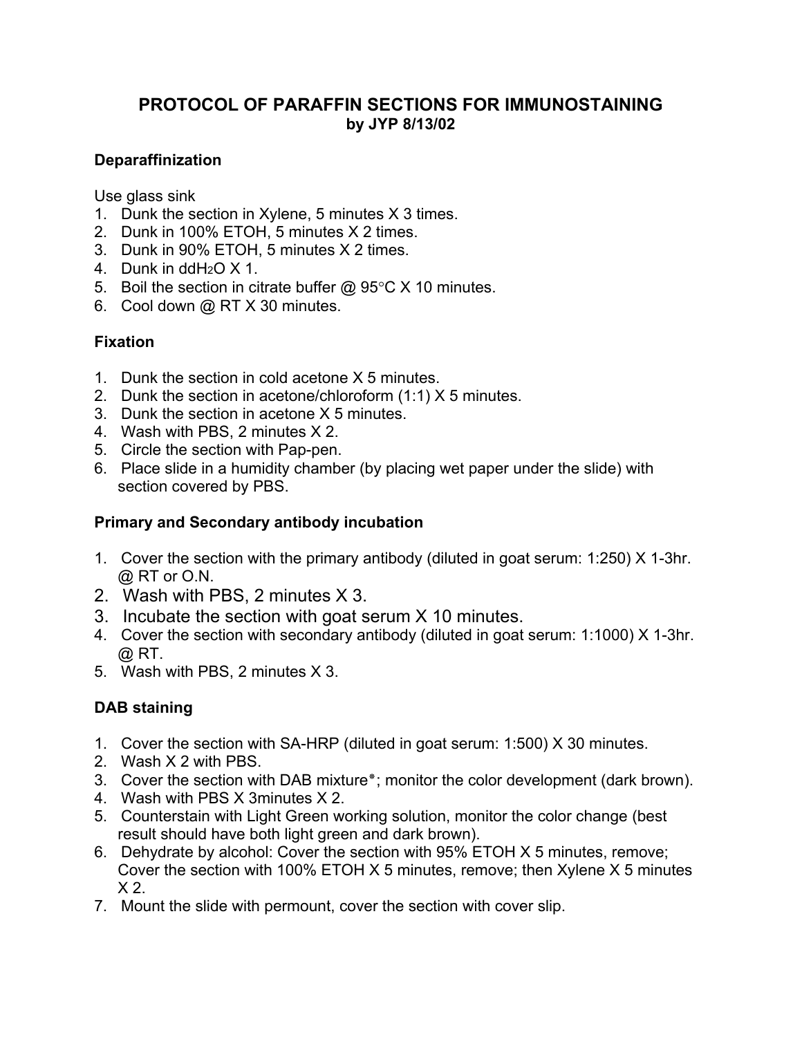# PROTOCOL OF PARAFFIN SECTIONS FOR IMMUNOSTAINING

**by JYP 8/13/02**

### Deparaffinization

Use glass sink

1. Dunk the section in Xylene, 5 minutes X 3 times.
2. Dunk in 100% ETOH, 5 minutes X 2 times.
3. Dunk in 90% ETOH, 5 minutes X 2 times.
4. Dunk in dd$H_2O$ X 1.
5. Boil the section in citrate buffer @ 95°C X 10 minutes.
6. Cool down @ RT X 30 minutes.

### Fixation

1. Dunk the section in cold acetone X 5 minutes.
2. Dunk the section in acetone/chloroform (1:1) X 5 minutes.
3. Dunk the section in acetone X 5 minutes.
4. Wash with PBS, 2 minutes X 2.
5. Circle the section with Pap-pen.
6. Place slide in a humidity chamber (by placing wet paper under the slide) with section covered by PBS.

### Primary and Secondary antibody incubation

1. Cover the section with the primary antibody (diluted in goat serum: 1:250) X 1-3hr. @ RT or O.N.
2. Wash with PBS, 2 minutes X 3.
3. Incubate the section with goat serum X 10 minutes.
4. Cover the section with secondary antibody (diluted in goat serum: 1:1000) X 1-3hr. @ RT.
5. Wash with PBS, 2 minutes X 3.

### DAB staining

1. Cover the section with SA-HRP (diluted in goat serum: 1:500) X 30 minutes.
2. Wash X 2 with PBS.
3. Cover the section with DAB mixture*; monitor the color development (dark brown).
4. Wash with PBS X 3minutes X 2.
5. Counterstain with Light Green working solution, monitor the color change (best result should have both light green and dark brown).
6. Dehydrate by alcohol: Cover the section with 95% ETOH X 5 minutes, remove; Cover the section with 100% ETOH X 5 minutes, remove; then Xylene X 5 minutes X 2.
7. Mount the slide with permount, cover the section with cover slip.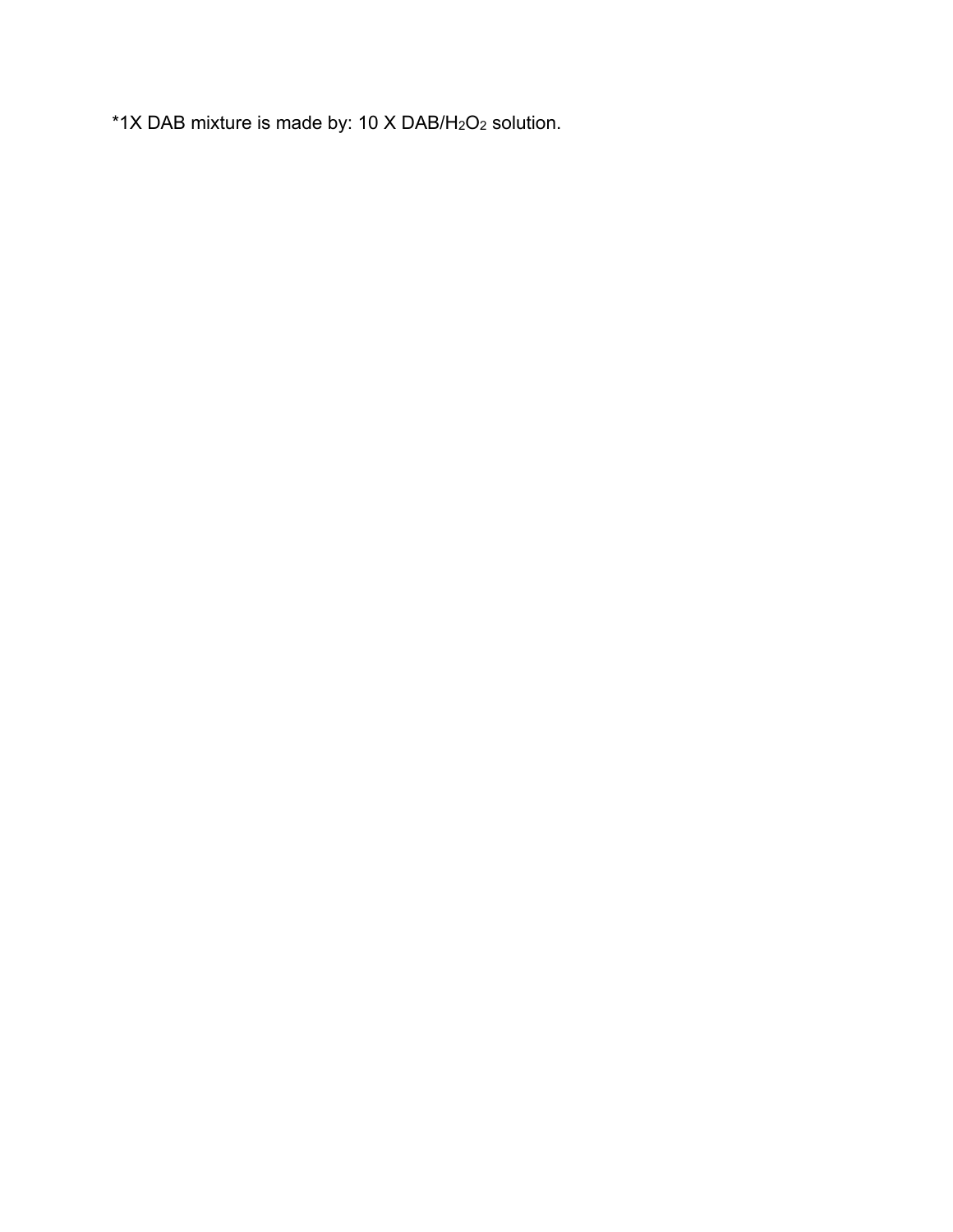*1X DAB mixture is made by: 10 X DAB/$H_2O_2$ solution.